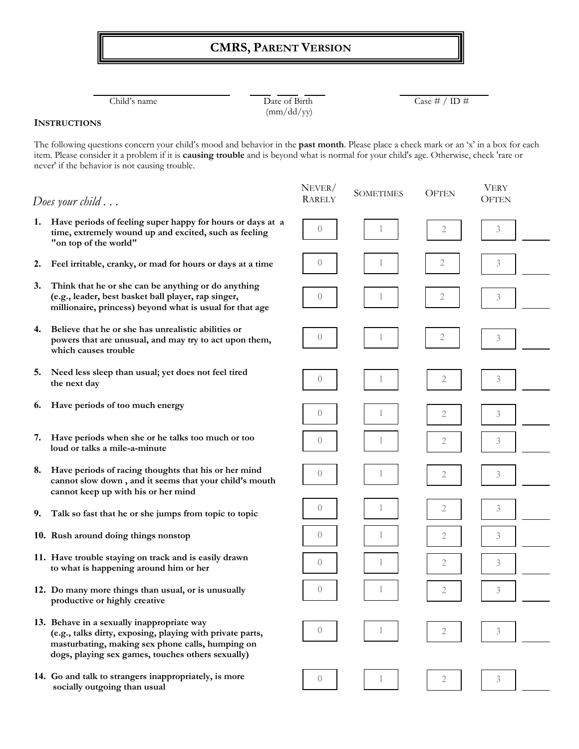# CMRS, Parent Version

| Child's name | Date of Birth (mm/dd/yy) | Case # / ID # |
|---|---|---|
| | ___ ___ ___ | |

**Instructions**

The following questions concern your child's mood and behavior in the **past month**. Please place a check mark or an 'x' in a box for each item. Please consider it a problem if it is **causing trouble** and is beyond what is normal for your child's age. Otherwise, check 'rare or never' if the behavior is not causing trouble.

| *Does your child . . .* | Never/ Rarely | Sometimes | Often | Very Often | |
|---|---|---|---|---|---|
| **1. Have periods of feeling super happy for hours or days at a time, extremely wound up and excited, such as feeling "on top of the world"** | 0 | 1 | 2 | 3 | ____ |
| **2. Feel irritable, cranky, or mad for hours or days at a time** | 0 | 1 | 2 | 3 | ____ |
| **3. Think that he or she can be anything or do anything (e.g., leader, best basket ball player, rap singer, millionaire, princess) beyond what is usual for that age** | 0 | 1 | 2 | 3 | ____ |
| **4. Believe that he or she has unrealistic abilities or powers that are unusual, and may try to act upon them, which causes trouble** | 0 | 1 | 2 | 3 | ____ |
| **5. Need less sleep than usual; yet does not feel tired the next day** | 0 | 1 | 2 | 3 | ____ |
| **6. Have periods of too much energy** | 0 | 1 | 2 | 3 | ____ |
| **7. Have periods when she or he talks too much or too loud or talks a mile-a-minute** | 0 | 1 | 2 | 3 | ____ |
| **8. Have periods of racing thoughts that his or her mind cannot slow down , and it seems that your child's mouth cannot keep up with his or her mind** | 0 | 1 | 2 | 3 | ____ |
| **9. Talk so fast that he or she jumps from topic to topic** | 0 | 1 | 2 | 3 | ____ |
| **10. Rush around doing things nonstop** | 0 | 1 | 2 | 3 | ____ |
| **11. Have trouble staying on track and is easily drawn to what is happening around him or her** | 0 | 1 | 2 | 3 | ____ |
| **12. Do many more things than usual, or is unusually productive or highly creative** | 0 | 1 | 2 | 3 | ____ |
| **13. Behave in a sexually inappropriate way (e.g., talks dirty, exposing, playing with private parts, masturbating, making sex phone calls, humping on dogs, playing sex games, touches others sexually)** | 0 | 1 | 2 | 3 | ____ |
| **14. Go and talk to strangers inappropriately, is more socially outgoing than usual** | 0 | 1 | 2 | 3 | ____ |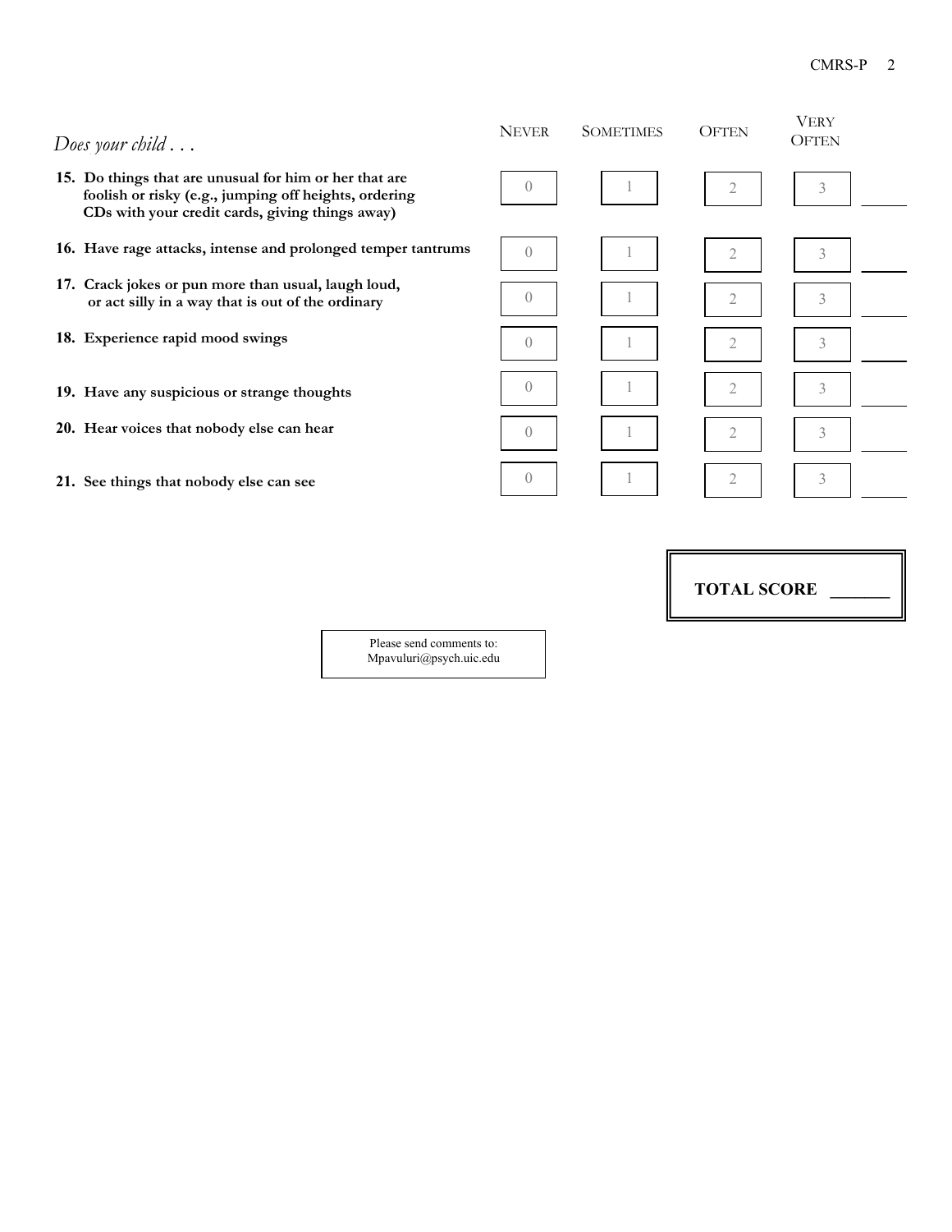| *Does your child . . .* | Never | Sometimes | Often | Very Often | |
|---|---|---|---|---|---|
| **15. Do things that are unusual for him or her that are foolish or risky (e.g., jumping off heights, ordering CDs with your credit cards, giving things away)** | 0 | 1 | 2 | 3 | _____ |
| **16. Have rage attacks, intense and prolonged temper tantrums** | 0 | 1 | 2 | 3 | _____ |
| **17. Crack jokes or pun more than usual, laugh loud, or act silly in a way that is out of the ordinary** | 0 | 1 | 2 | 3 | _____ |
| **18. Experience rapid mood swings** | 0 | 1 | 2 | 3 | _____ |
| **19. Have any suspicious or strange thoughts** | 0 | 1 | 2 | 3 | _____ |
| **20. Hear voices that nobody else can hear** | 0 | 1 | 2 | 3 | _____ |
| **21. See things that nobody else can see** | 0 | 1 | 2 | 3 | _____ |

**TOTAL SCORE** _______

Please send comments to:
Mpavuluri@psych.uic.edu